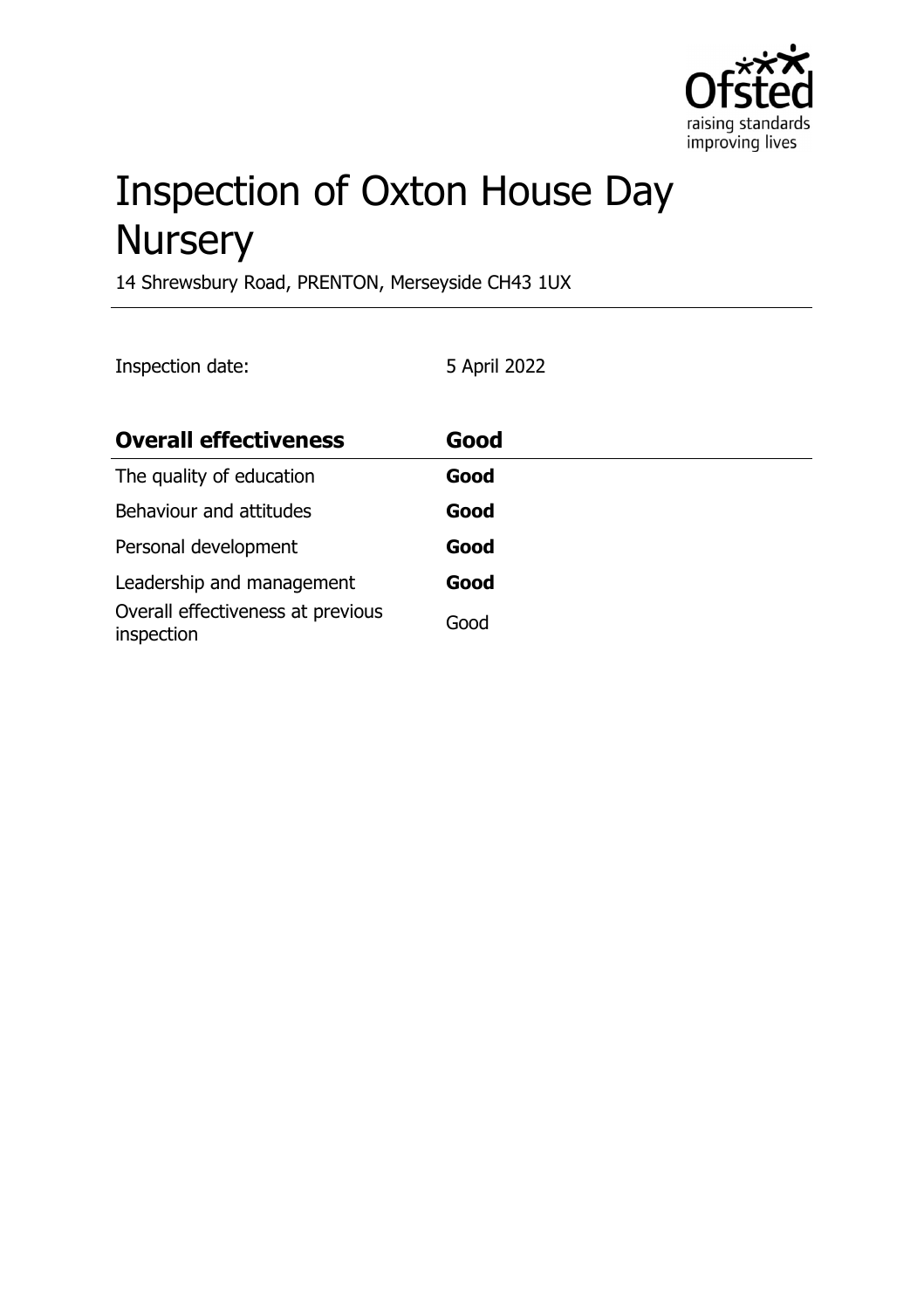# Inspection of Oxton House Day Nursery

14 Shrewsbury Road, PRENTON, Merseyside CH43 1UX

Inspection date: 5 April 2022

| Overall effectiveness | Good |
| --- | --- |
| The quality of education | **Good** |
| Behaviour and attitudes | **Good** |
| Personal development | **Good** |
| Leadership and management | **Good** |
| Overall effectiveness at previous inspection | Good |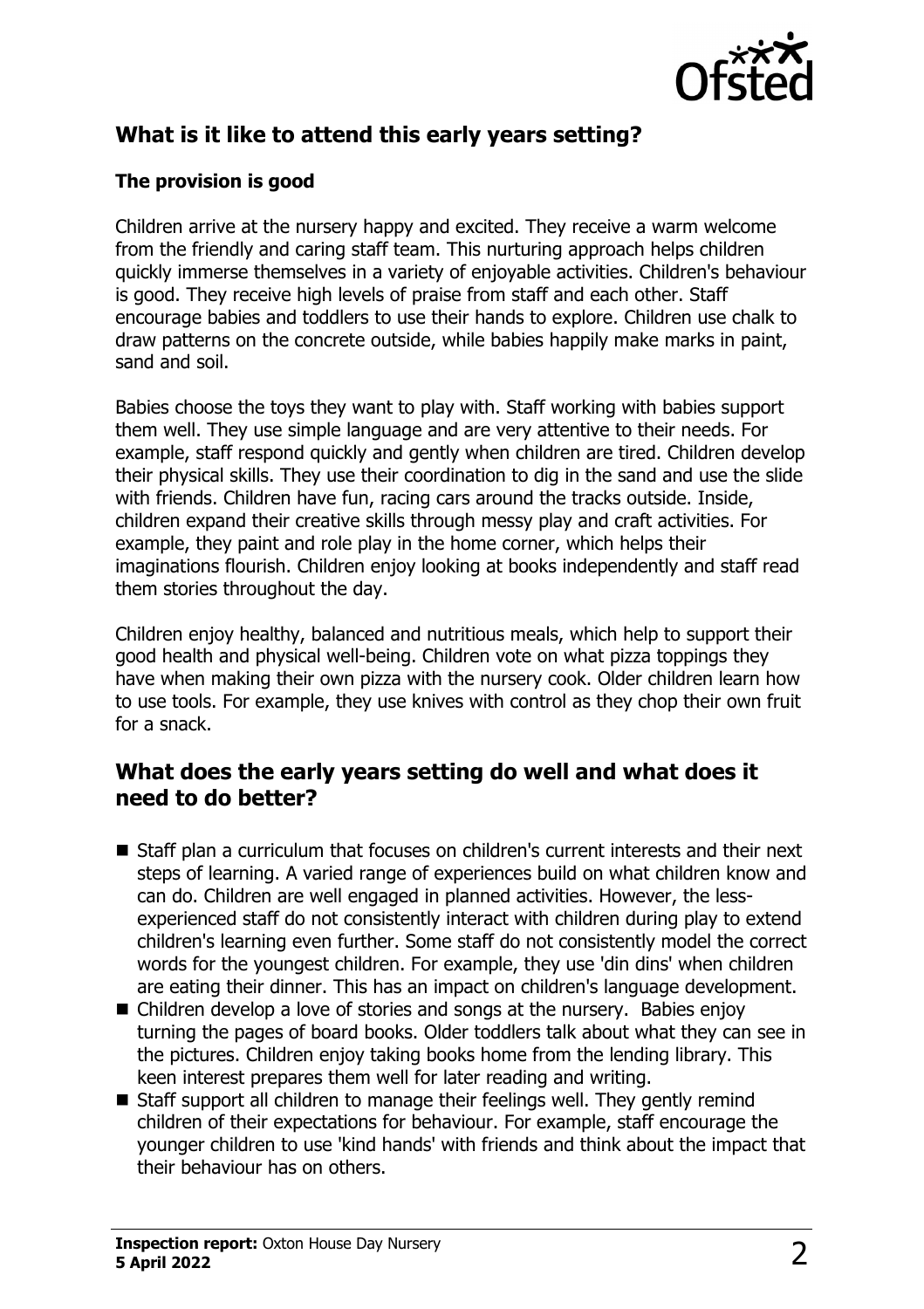## What is it like to attend this early years setting?

### The provision is good

Children arrive at the nursery happy and excited. They receive a warm welcome from the friendly and caring staff team. This nurturing approach helps children quickly immerse themselves in a variety of enjoyable activities. Children's behaviour is good. They receive high levels of praise from staff and each other. Staff encourage babies and toddlers to use their hands to explore. Children use chalk to draw patterns on the concrete outside, while babies happily make marks in paint, sand and soil.

Babies choose the toys they want to play with. Staff working with babies support them well. They use simple language and are very attentive to their needs. For example, staff respond quickly and gently when children are tired. Children develop their physical skills. They use their coordination to dig in the sand and use the slide with friends. Children have fun, racing cars around the tracks outside. Inside, children expand their creative skills through messy play and craft activities. For example, they paint and role play in the home corner, which helps their imaginations flourish. Children enjoy looking at books independently and staff read them stories throughout the day.

Children enjoy healthy, balanced and nutritious meals, which help to support their good health and physical well-being. Children vote on what pizza toppings they have when making their own pizza with the nursery cook. Older children learn how to use tools. For example, they use knives with control as they chop their own fruit for a snack.

## What does the early years setting do well and what does it need to do better?

- Staff plan a curriculum that focuses on children's current interests and their next steps of learning. A varied range of experiences build on what children know and can do. Children are well engaged in planned activities. However, the less-experienced staff do not consistently interact with children during play to extend children's learning even further. Some staff do not consistently model the correct words for the youngest children. For example, they use 'din dins' when children are eating their dinner. This has an impact on children's language development.
- Children develop a love of stories and songs at the nursery. Babies enjoy turning the pages of board books. Older toddlers talk about what they can see in the pictures. Children enjoy taking books home from the lending library. This keen interest prepares them well for later reading and writing.
- Staff support all children to manage their feelings well. They gently remind children of their expectations for behaviour. For example, staff encourage the younger children to use 'kind hands' with friends and think about the impact that their behaviour has on others.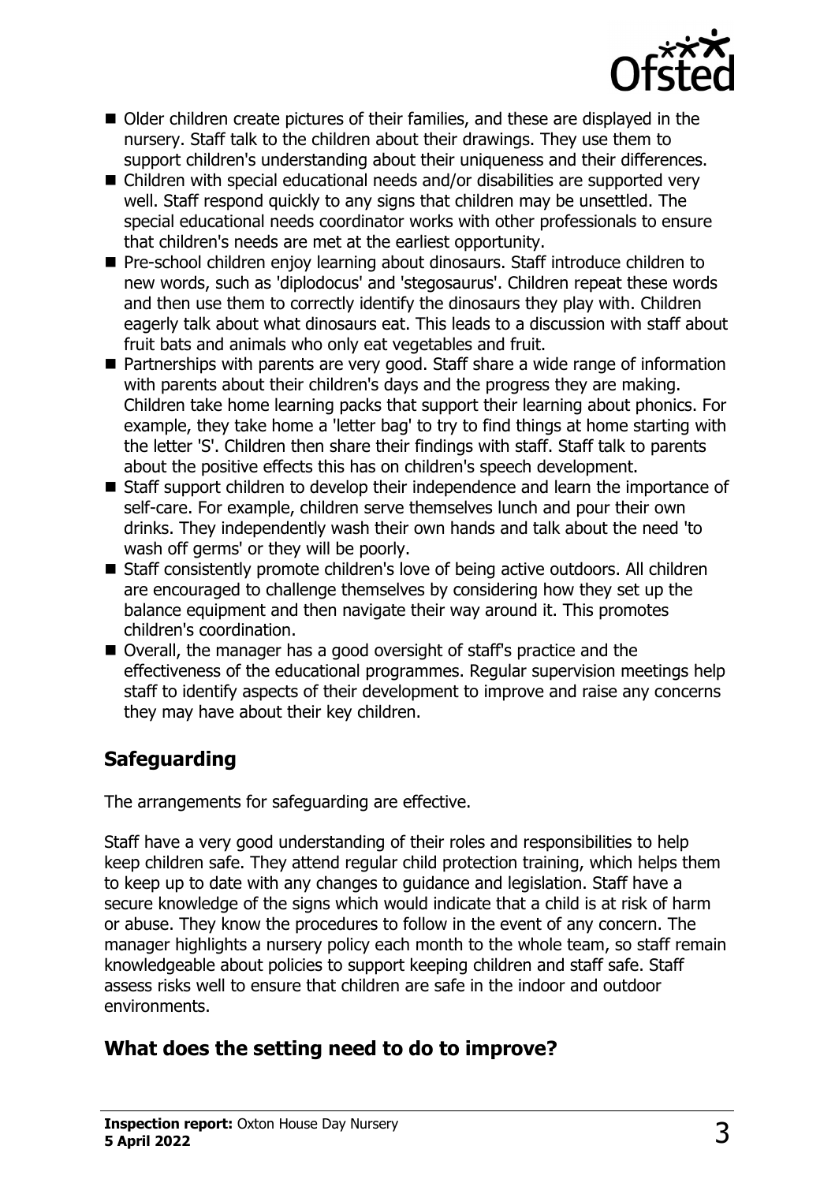- Older children create pictures of their families, and these are displayed in the nursery. Staff talk to the children about their drawings. They use them to support children's understanding about their uniqueness and their differences.
- Children with special educational needs and/or disabilities are supported very well. Staff respond quickly to any signs that children may be unsettled. The special educational needs coordinator works with other professionals to ensure that children's needs are met at the earliest opportunity.
- Pre-school children enjoy learning about dinosaurs. Staff introduce children to new words, such as 'diplodocus' and 'stegosaurus'. Children repeat these words and then use them to correctly identify the dinosaurs they play with. Children eagerly talk about what dinosaurs eat. This leads to a discussion with staff about fruit bats and animals who only eat vegetables and fruit.
- Partnerships with parents are very good. Staff share a wide range of information with parents about their children's days and the progress they are making. Children take home learning packs that support their learning about phonics. For example, they take home a 'letter bag' to try to find things at home starting with the letter 'S'. Children then share their findings with staff. Staff talk to parents about the positive effects this has on children's speech development.
- Staff support children to develop their independence and learn the importance of self-care. For example, children serve themselves lunch and pour their own drinks. They independently wash their own hands and talk about the need 'to wash off germs' or they will be poorly.
- Staff consistently promote children's love of being active outdoors. All children are encouraged to challenge themselves by considering how they set up the balance equipment and then navigate their way around it. This promotes children's coordination.
- Overall, the manager has a good oversight of staff's practice and the effectiveness of the educational programmes. Regular supervision meetings help staff to identify aspects of their development to improve and raise any concerns they may have about their key children.

## Safeguarding

The arrangements for safeguarding are effective.

Staff have a very good understanding of their roles and responsibilities to help keep children safe. They attend regular child protection training, which helps them to keep up to date with any changes to guidance and legislation. Staff have a secure knowledge of the signs which would indicate that a child is at risk of harm or abuse. They know the procedures to follow in the event of any concern. The manager highlights a nursery policy each month to the whole team, so staff remain knowledgeable about policies to support keeping children and staff safe. Staff assess risks well to ensure that children are safe in the indoor and outdoor environments.

## What does the setting need to do to improve?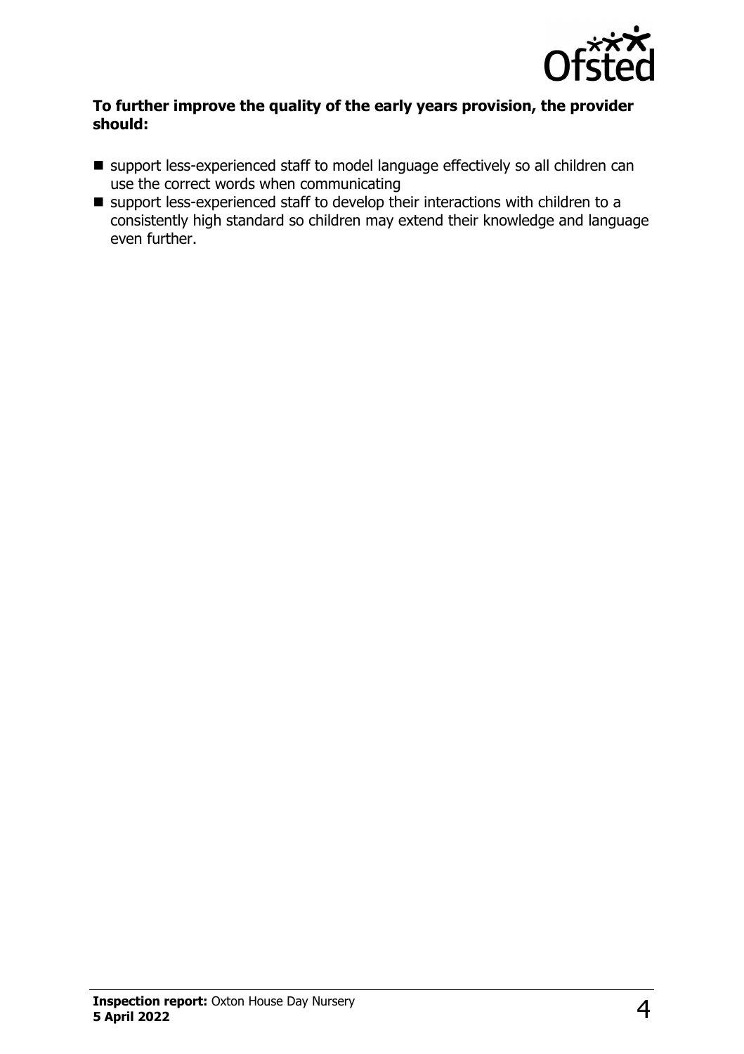**To further improve the quality of the early years provision, the provider should:**

- support less-experienced staff to model language effectively so all children can use the correct words when communicating
- support less-experienced staff to develop their interactions with children to a consistently high standard so children may extend their knowledge and language even further.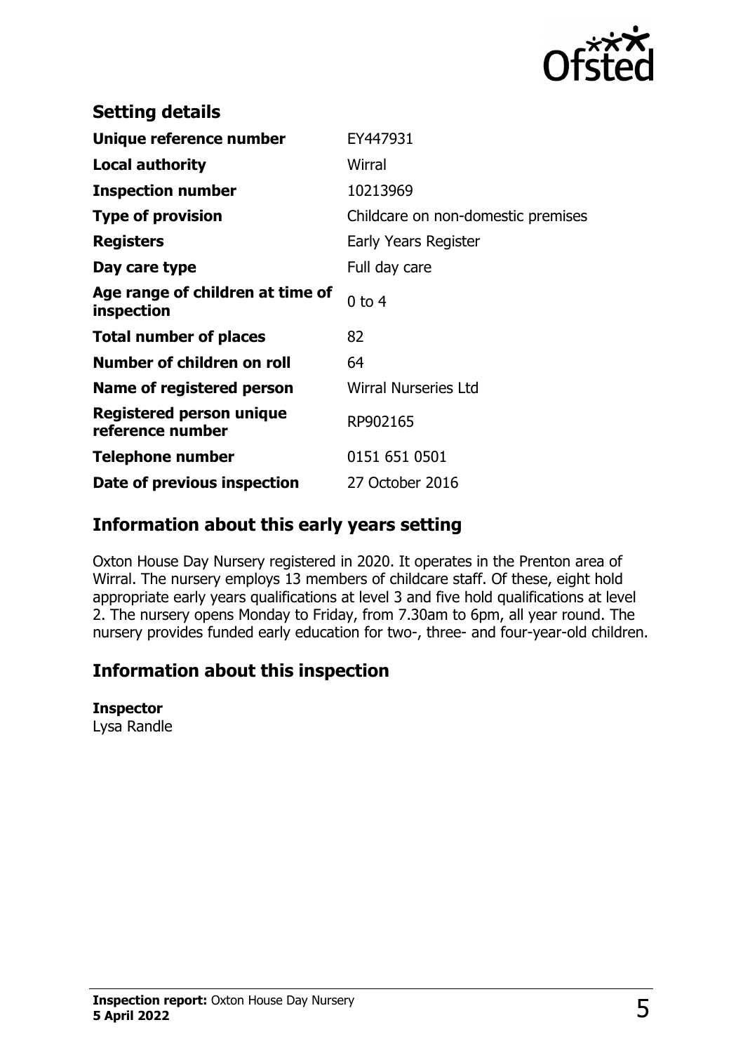## Setting details

| | |
|---|---|
| **Unique reference number** | EY447931 |
| **Local authority** | Wirral |
| **Inspection number** | 10213969 |
| **Type of provision** | Childcare on non-domestic premises |
| **Registers** | Early Years Register |
| **Day care type** | Full day care |
| **Age range of children at time of inspection** | 0 to 4 |
| **Total number of places** | 82 |
| **Number of children on roll** | 64 |
| **Name of registered person** | Wirral Nurseries Ltd |
| **Registered person unique reference number** | RP902165 |
| **Telephone number** | 0151 651 0501 |
| **Date of previous inspection** | 27 October 2016 |

## Information about this early years setting

Oxton House Day Nursery registered in 2020. It operates in the Prenton area of Wirral. The nursery employs 13 members of childcare staff. Of these, eight hold appropriate early years qualifications at level 3 and five hold qualifications at level 2. The nursery opens Monday to Friday, from 7.30am to 6pm, all year round. The nursery provides funded early education for two-, three- and four-year-old children.

## Information about this inspection

**Inspector**
Lysa Randle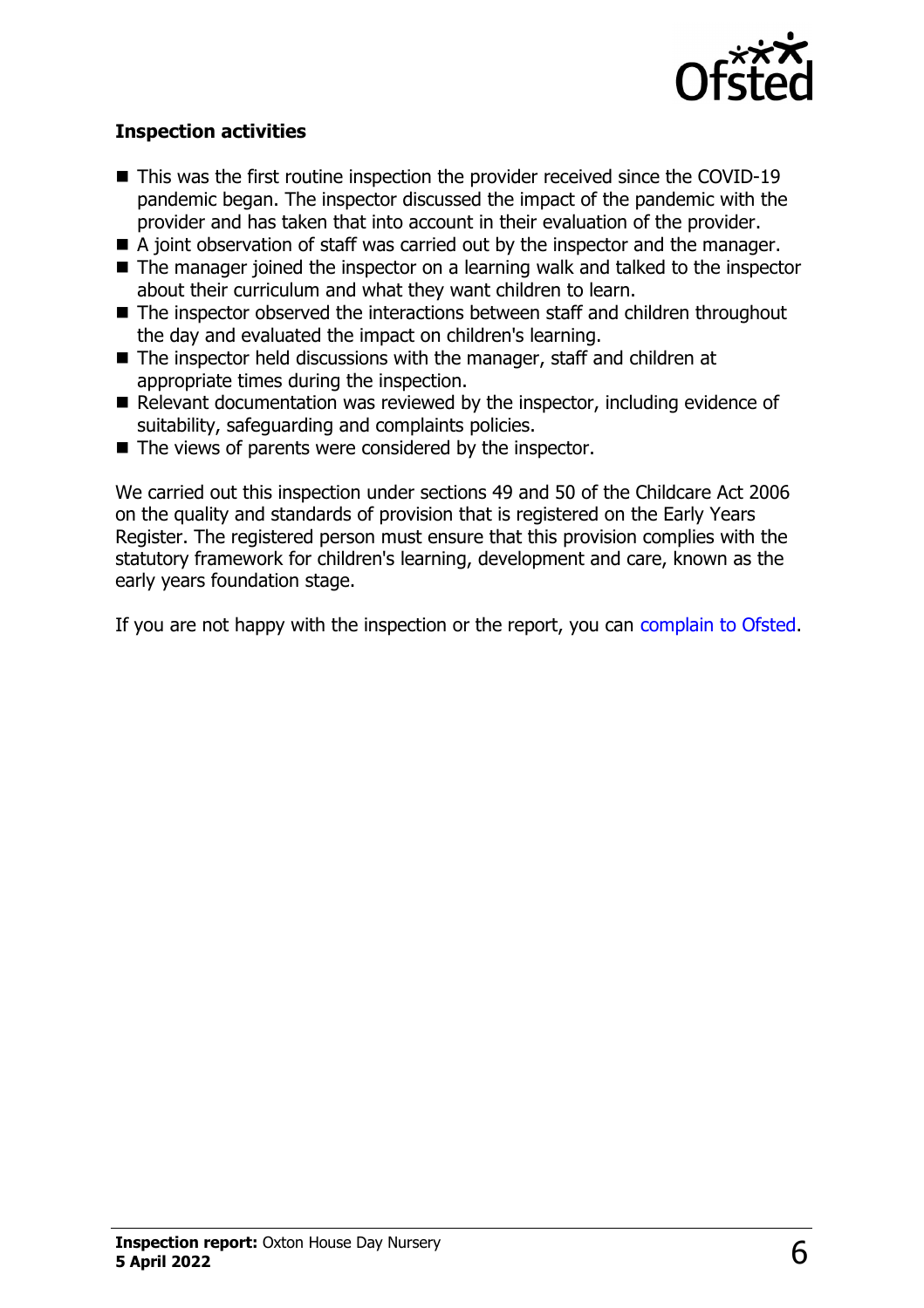### Inspection activities

- This was the first routine inspection the provider received since the COVID-19 pandemic began. The inspector discussed the impact of the pandemic with the provider and has taken that into account in their evaluation of the provider.
- A joint observation of staff was carried out by the inspector and the manager.
- The manager joined the inspector on a learning walk and talked to the inspector about their curriculum and what they want children to learn.
- The inspector observed the interactions between staff and children throughout the day and evaluated the impact on children's learning.
- The inspector held discussions with the manager, staff and children at appropriate times during the inspection.
- Relevant documentation was reviewed by the inspector, including evidence of suitability, safeguarding and complaints policies.
- The views of parents were considered by the inspector.

We carried out this inspection under sections 49 and 50 of the Childcare Act 2006 on the quality and standards of provision that is registered on the Early Years Register. The registered person must ensure that this provision complies with the statutory framework for children's learning, development and care, known as the early years foundation stage.

If you are not happy with the inspection or the report, you can complain to Ofsted.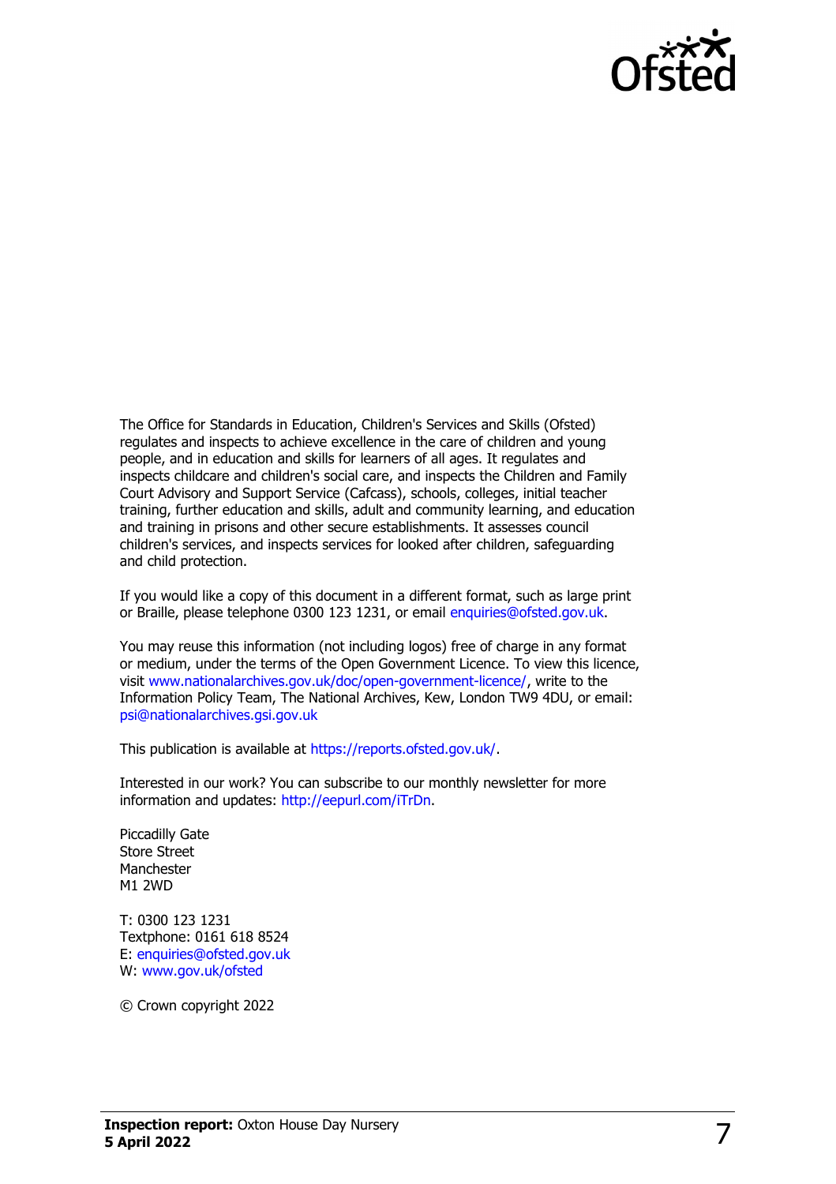The Office for Standards in Education, Children's Services and Skills (Ofsted) regulates and inspects to achieve excellence in the care of children and young people, and in education and skills for learners of all ages. It regulates and inspects childcare and children's social care, and inspects the Children and Family Court Advisory and Support Service (Cafcass), schools, colleges, initial teacher training, further education and skills, adult and community learning, and education and training in prisons and other secure establishments. It assesses council children's services, and inspects services for looked after children, safeguarding and child protection.

If you would like a copy of this document in a different format, such as large print or Braille, please telephone 0300 123 1231, or email enquiries@ofsted.gov.uk.

You may reuse this information (not including logos) free of charge in any format or medium, under the terms of the Open Government Licence. To view this licence, visit www.nationalarchives.gov.uk/doc/open-government-licence/, write to the Information Policy Team, The National Archives, Kew, London TW9 4DU, or email: psi@nationalarchives.gsi.gov.uk

This publication is available at https://reports.ofsted.gov.uk/.

Interested in our work? You can subscribe to our monthly newsletter for more information and updates: http://eepurl.com/iTrDn.

Piccadilly Gate
Store Street
Manchester
M1 2WD

T: 0300 123 1231
Textphone: 0161 618 8524
E: enquiries@ofsted.gov.uk
W: www.gov.uk/ofsted

© Crown copyright 2022